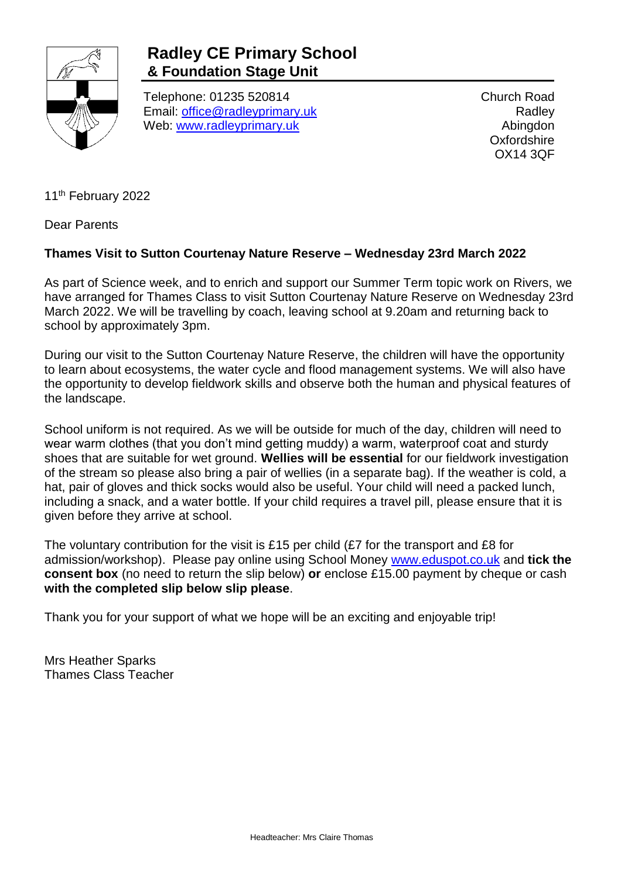# Radley CE Primary School
## & Foundation Stage Unit

Telephone: 01235 520814
Email: office@radleyprimary.uk
Web: www.radleyprimary.uk

Church Road
Radley
Abingdon
Oxfordshire
OX14 3QF

11th February 2022

Dear Parents

**Thames Visit to Sutton Courtenay Nature Reserve – Wednesday 23rd March 2022**

As part of Science week, and to enrich and support our Summer Term topic work on Rivers, we have arranged for Thames Class to visit Sutton Courtenay Nature Reserve on Wednesday 23rd March 2022. We will be travelling by coach, leaving school at 9.20am and returning back to school by approximately 3pm.

During our visit to the Sutton Courtenay Nature Reserve, the children will have the opportunity to learn about ecosystems, the water cycle and flood management systems. We will also have the opportunity to develop fieldwork skills and observe both the human and physical features of the landscape.

School uniform is not required. As we will be outside for much of the day, children will need to wear warm clothes (that you don't mind getting muddy) a warm, waterproof coat and sturdy shoes that are suitable for wet ground. **Wellies will be essential** for our fieldwork investigation of the stream so please also bring a pair of wellies (in a separate bag). If the weather is cold, a hat, pair of gloves and thick socks would also be useful. Your child will need a packed lunch, including a snack, and a water bottle. If your child requires a travel pill, please ensure that it is given before they arrive at school.

The voluntary contribution for the visit is £15 per child (£7 for the transport and £8 for admission/workshop). Please pay online using School Money www.eduspot.co.uk and **tick the consent box** (no need to return the slip below) **or** enclose £15.00 payment by cheque or cash **with the completed slip below slip please**.

Thank you for your support of what we hope will be an exciting and enjoyable trip!

Mrs Heather Sparks
Thames Class Teacher

Headteacher: Mrs Claire Thomas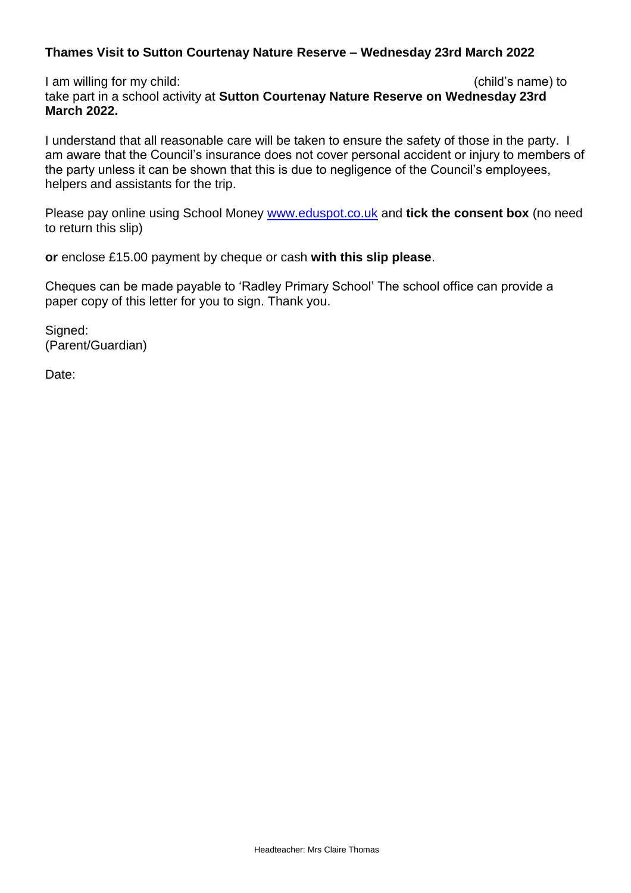**Thames Visit to Sutton Courtenay Nature Reserve – Wednesday 23rd March 2022**

I am willing for my child: (child's name) to take part in a school activity at **Sutton Courtenay Nature Reserve on Wednesday 23rd March 2022.**

I understand that all reasonable care will be taken to ensure the safety of those in the party. I am aware that the Council's insurance does not cover personal accident or injury to members of the party unless it can be shown that this is due to negligence of the Council's employees, helpers and assistants for the trip.

Please pay online using School Money [www.eduspot.co.uk](www.eduspot.co.uk) and **tick the consent box** (no need to return this slip)

**or** enclose £15.00 payment by cheque or cash **with this slip please**.

Cheques can be made payable to 'Radley Primary School' The school office can provide a paper copy of this letter for you to sign. Thank you.

Signed:
(Parent/Guardian)

Date:

Headteacher: Mrs Claire Thomas